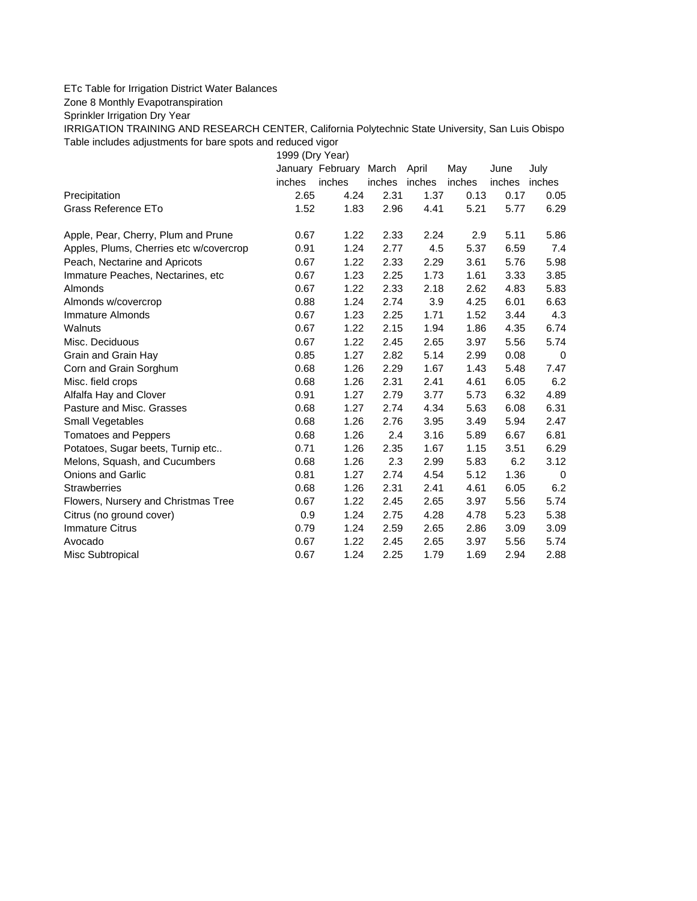ETc Table for Irrigation District Water Balances

Zone 8 Monthly Evapotranspiration

Sprinkler Irrigation Dry Year

IRRIGATION TRAINING AND RESEARCH CENTER, California Polytechnic State University, San Luis Obispo

Table includes adjustments for bare spots and reduced vigor

| | 1999 (Dry Year) | | | | | | |
|---|---|---|---|---|---|---|---|
| | January | February | March | April | May | June | July |
| | inches | inches | inches | inches | inches | inches | inches |
| Precipitation | 2.65 | 4.24 | 2.31 | 1.37 | 0.13 | 0.17 | 0.05 |
| Grass Reference ETo | 1.52 | 1.83 | 2.96 | 4.41 | 5.21 | 5.77 | 6.29 |
| | | | | | | | |
| Apple, Pear, Cherry, Plum and Prune | 0.67 | 1.22 | 2.33 | 2.24 | 2.9 | 5.11 | 5.86 |
| Apples, Plums, Cherries etc w/covercrop | 0.91 | 1.24 | 2.77 | 4.5 | 5.37 | 6.59 | 7.4 |
| Peach, Nectarine and Apricots | 0.67 | 1.22 | 2.33 | 2.29 | 3.61 | 5.76 | 5.98 |
| Immature Peaches, Nectarines, etc | 0.67 | 1.23 | 2.25 | 1.73 | 1.61 | 3.33 | 3.85 |
| Almonds | 0.67 | 1.22 | 2.33 | 2.18 | 2.62 | 4.83 | 5.83 |
| Almonds w/covercrop | 0.88 | 1.24 | 2.74 | 3.9 | 4.25 | 6.01 | 6.63 |
| Immature Almonds | 0.67 | 1.23 | 2.25 | 1.71 | 1.52 | 3.44 | 4.3 |
| Walnuts | 0.67 | 1.22 | 2.15 | 1.94 | 1.86 | 4.35 | 6.74 |
| Misc. Deciduous | 0.67 | 1.22 | 2.45 | 2.65 | 3.97 | 5.56 | 5.74 |
| Grain and Grain Hay | 0.85 | 1.27 | 2.82 | 5.14 | 2.99 | 0.08 | 0 |
| Corn and Grain Sorghum | 0.68 | 1.26 | 2.29 | 1.67 | 1.43 | 5.48 | 7.47 |
| Misc. field crops | 0.68 | 1.26 | 2.31 | 2.41 | 4.61 | 6.05 | 6.2 |
| Alfalfa Hay and Clover | 0.91 | 1.27 | 2.79 | 3.77 | 5.73 | 6.32 | 4.89 |
| Pasture and Misc. Grasses | 0.68 | 1.27 | 2.74 | 4.34 | 5.63 | 6.08 | 6.31 |
| Small Vegetables | 0.68 | 1.26 | 2.76 | 3.95 | 3.49 | 5.94 | 2.47 |
| Tomatoes and Peppers | 0.68 | 1.26 | 2.4 | 3.16 | 5.89 | 6.67 | 6.81 |
| Potatoes, Sugar beets, Turnip etc.. | 0.71 | 1.26 | 2.35 | 1.67 | 1.15 | 3.51 | 6.29 |
| Melons, Squash, and Cucumbers | 0.68 | 1.26 | 2.3 | 2.99 | 5.83 | 6.2 | 3.12 |
| Onions and Garlic | 0.81 | 1.27 | 2.74 | 4.54 | 5.12 | 1.36 | 0 |
| Strawberries | 0.68 | 1.26 | 2.31 | 2.41 | 4.61 | 6.05 | 6.2 |
| Flowers, Nursery and Christmas Tree | 0.67 | 1.22 | 2.45 | 2.65 | 3.97 | 5.56 | 5.74 |
| Citrus (no ground cover) | 0.9 | 1.24 | 2.75 | 4.28 | 4.78 | 5.23 | 5.38 |
| Immature Citrus | 0.79 | 1.24 | 2.59 | 2.65 | 2.86 | 3.09 | 3.09 |
| Avocado | 0.67 | 1.22 | 2.45 | 2.65 | 3.97 | 5.56 | 5.74 |
| Misc Subtropical | 0.67 | 1.24 | 2.25 | 1.79 | 1.69 | 2.94 | 2.88 |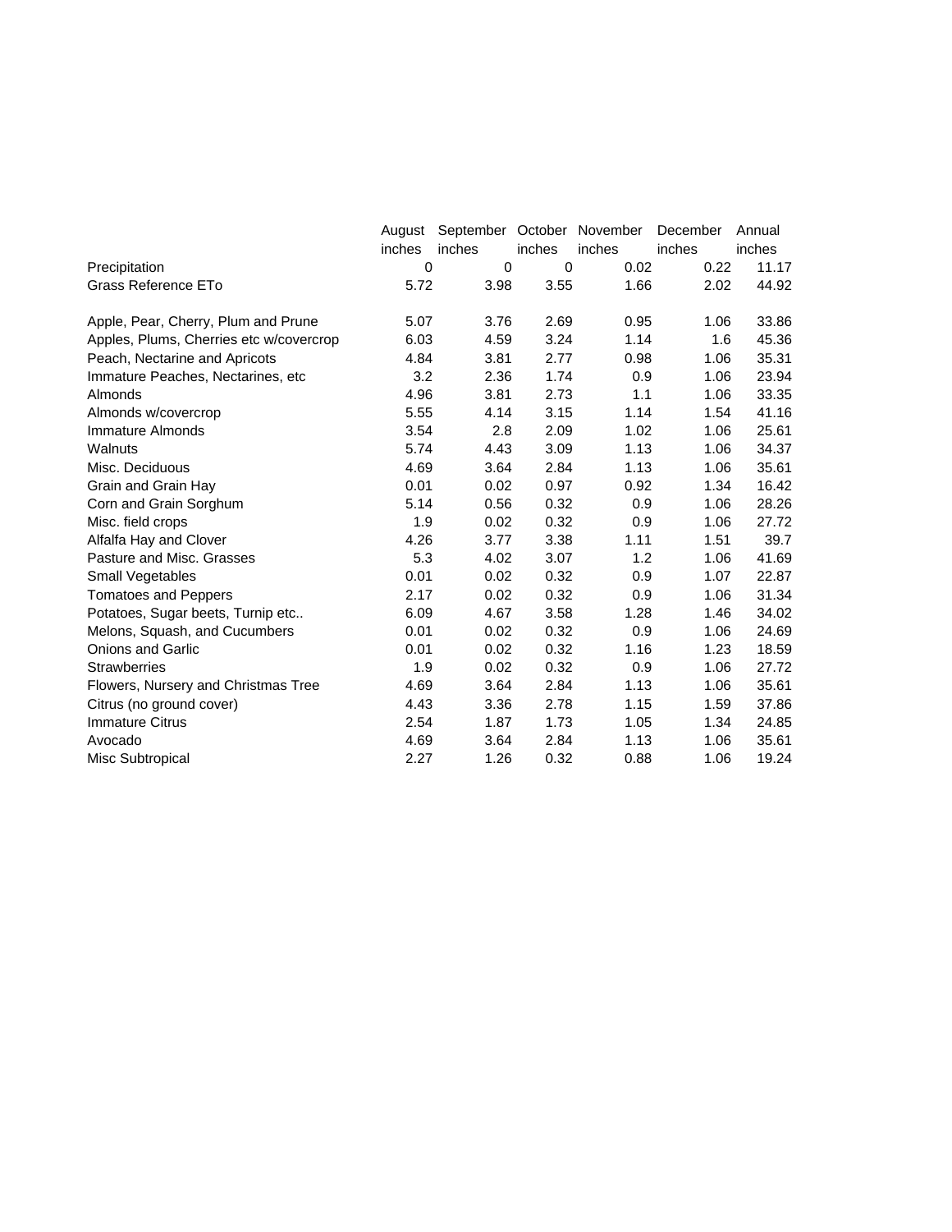| | August inches | September inches | October inches | November inches | December inches | Annual inches |
|---|---|---|---|---|---|---|
| Precipitation | 0 | 0 | 0 | 0.02 | 0.22 | 11.17 |
| Grass Reference ETo | 5.72 | 3.98 | 3.55 | 1.66 | 2.02 | 44.92 |
| | | | | | | |
| Apple, Pear, Cherry, Plum and Prune | 5.07 | 3.76 | 2.69 | 0.95 | 1.06 | 33.86 |
| Apples, Plums, Cherries etc w/covercrop | 6.03 | 4.59 | 3.24 | 1.14 | 1.6 | 45.36 |
| Peach, Nectarine and Apricots | 4.84 | 3.81 | 2.77 | 0.98 | 1.06 | 35.31 |
| Immature Peaches, Nectarines, etc | 3.2 | 2.36 | 1.74 | 0.9 | 1.06 | 23.94 |
| Almonds | 4.96 | 3.81 | 2.73 | 1.1 | 1.06 | 33.35 |
| Almonds w/covercrop | 5.55 | 4.14 | 3.15 | 1.14 | 1.54 | 41.16 |
| Immature Almonds | 3.54 | 2.8 | 2.09 | 1.02 | 1.06 | 25.61 |
| Walnuts | 5.74 | 4.43 | 3.09 | 1.13 | 1.06 | 34.37 |
| Misc. Deciduous | 4.69 | 3.64 | 2.84 | 1.13 | 1.06 | 35.61 |
| Grain and Grain Hay | 0.01 | 0.02 | 0.97 | 0.92 | 1.34 | 16.42 |
| Corn and Grain Sorghum | 5.14 | 0.56 | 0.32 | 0.9 | 1.06 | 28.26 |
| Misc. field crops | 1.9 | 0.02 | 0.32 | 0.9 | 1.06 | 27.72 |
| Alfalfa Hay and Clover | 4.26 | 3.77 | 3.38 | 1.11 | 1.51 | 39.7 |
| Pasture and Misc. Grasses | 5.3 | 4.02 | 3.07 | 1.2 | 1.06 | 41.69 |
| Small Vegetables | 0.01 | 0.02 | 0.32 | 0.9 | 1.07 | 22.87 |
| Tomatoes and Peppers | 2.17 | 0.02 | 0.32 | 0.9 | 1.06 | 31.34 |
| Potatoes, Sugar beets, Turnip etc.. | 6.09 | 4.67 | 3.58 | 1.28 | 1.46 | 34.02 |
| Melons, Squash, and Cucumbers | 0.01 | 0.02 | 0.32 | 0.9 | 1.06 | 24.69 |
| Onions and Garlic | 0.01 | 0.02 | 0.32 | 1.16 | 1.23 | 18.59 |
| Strawberries | 1.9 | 0.02 | 0.32 | 0.9 | 1.06 | 27.72 |
| Flowers, Nursery and Christmas Tree | 4.69 | 3.64 | 2.84 | 1.13 | 1.06 | 35.61 |
| Citrus (no ground cover) | 4.43 | 3.36 | 2.78 | 1.15 | 1.59 | 37.86 |
| Immature Citrus | 2.54 | 1.87 | 1.73 | 1.05 | 1.34 | 24.85 |
| Avocado | 4.69 | 3.64 | 2.84 | 1.13 | 1.06 | 35.61 |
| Misc Subtropical | 2.27 | 1.26 | 0.32 | 0.88 | 1.06 | 19.24 |